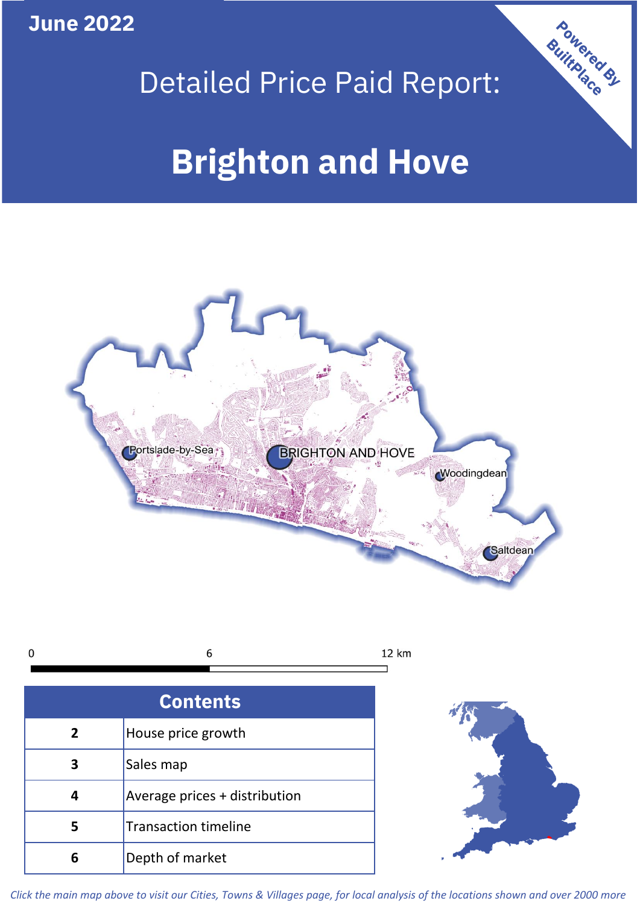June 2022

# Detailed Price Paid Report:

# Brighton and Hove

Powered By BuiltPlace

| Contents | |
|---|---|
| 2 | House price growth |
| 3 | Sales map |
| 4 | Average prices + distribution |
| 5 | Transaction timeline |
| 6 | Depth of market |

*Click the main map above to visit our Cities, Towns & Villages page, for local analysis of the locations shown and over 2000 more*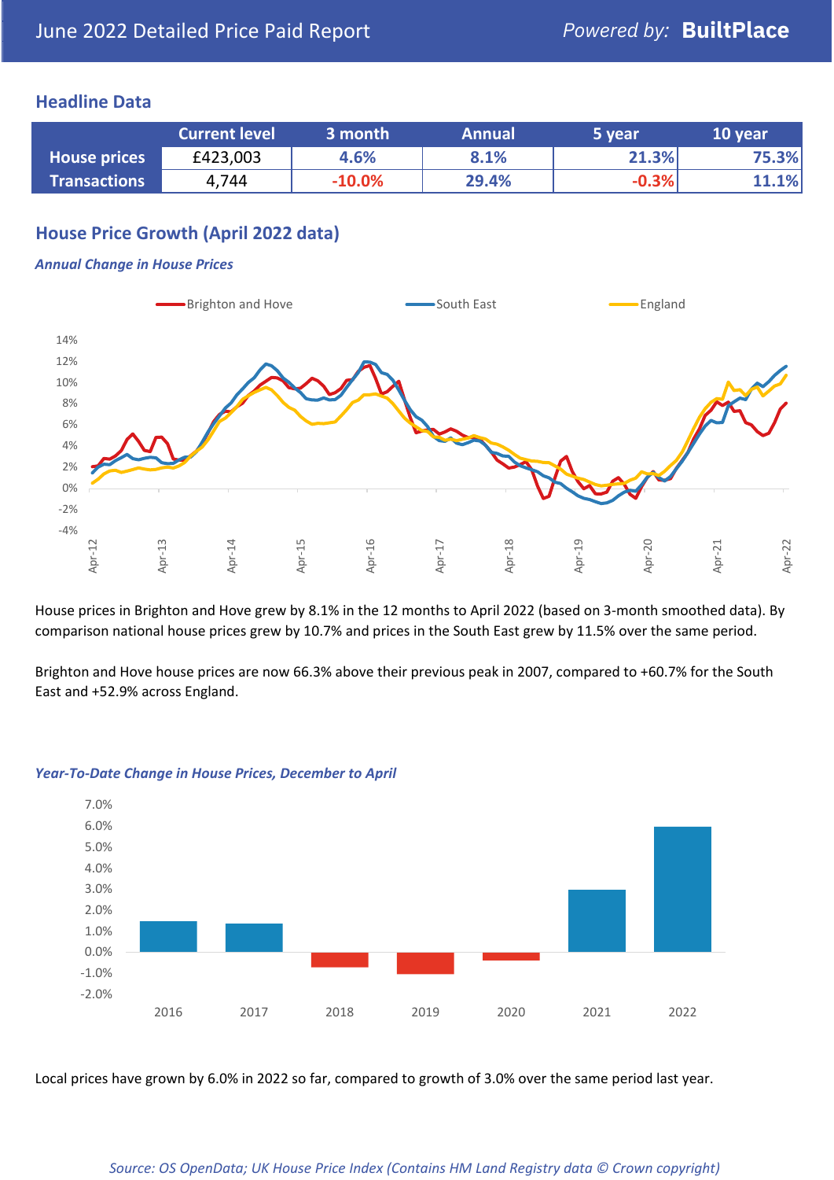## Headline Data

| | Current level | 3 month | Annual | 5 year | 10 year |
|---|---|---|---|---|---|
| **House prices** | £423,003 | 4.6% | 8.1% | 21.3% | 75.3% |
| **Transactions** | 4,744 | -10.0% | 29.4% | -0.3% | 11.1% |

## House Price Growth (April 2022 data)

*Annual Change in House Prices*

House prices in Brighton and Hove grew by 8.1% in the 12 months to April 2022 (based on 3-month smoothed data). By comparison national house prices grew by 10.7% and prices in the South East grew by 11.5% over the same period.

Brighton and Hove house prices are now 66.3% above their previous peak in 2007, compared to +60.7% for the South East and +52.9% across England.

*Year-To-Date Change in House Prices, December to April*

Local prices have grown by 6.0% in 2022 so far, compared to growth of 3.0% over the same period last year.

*Source: OS OpenData; UK House Price Index (Contains HM Land Registry data © Crown copyright)*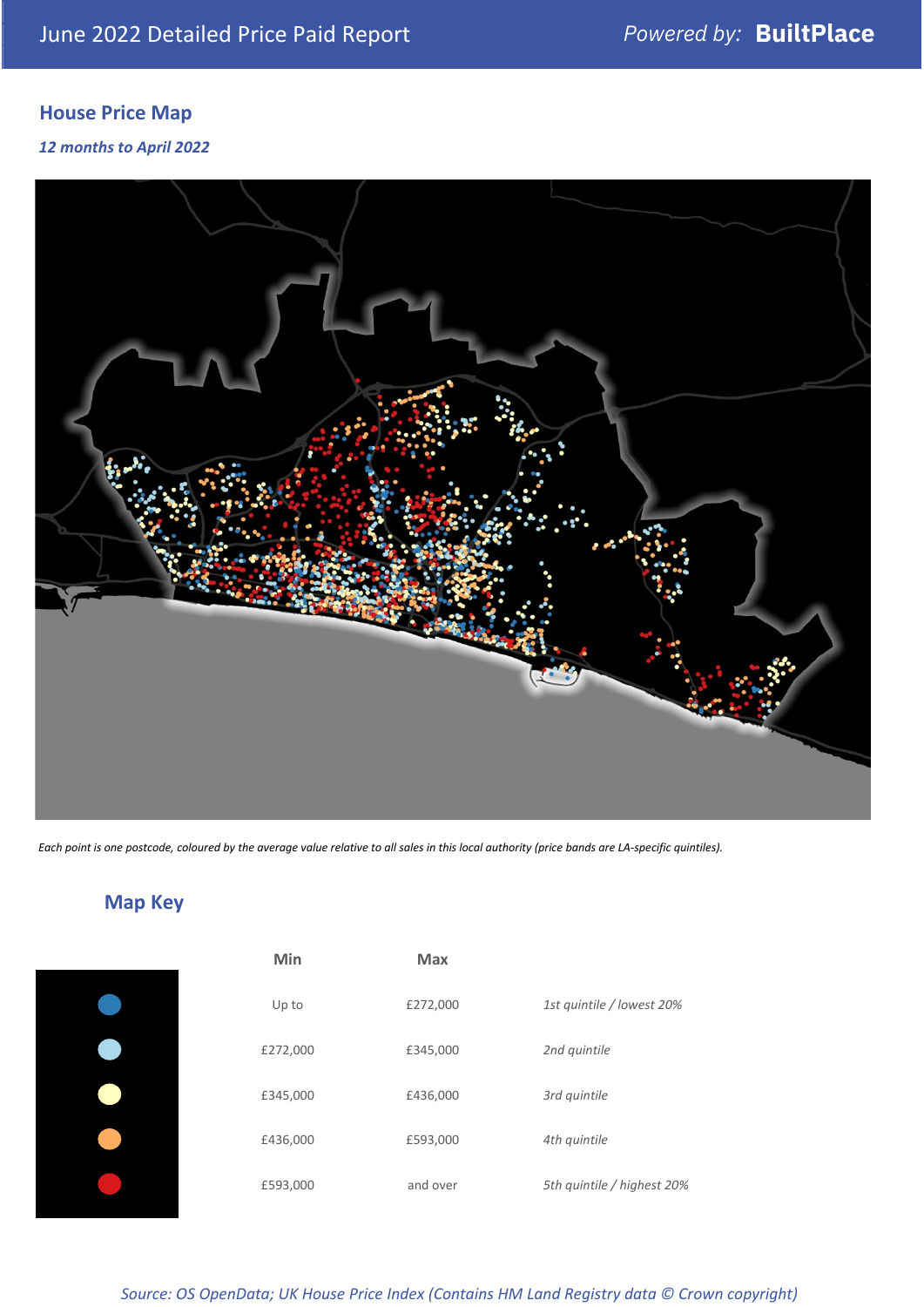June 2022 Detailed Price Paid Report

Powered by: **BuiltPlace**

## House Price Map

*12 months to April 2022*

*Each point is one postcode, coloured by the average value relative to all sales in this local authority (price bands are LA-specific quintiles).*

## Map Key

| | Min | Max | |
|---|---|---|---|
| ● | Up to | £272,000 | *1st quintile / lowest 20%* |
| ● | £272,000 | £345,000 | *2nd quintile* |
| ● | £345,000 | £436,000 | *3rd quintile* |
| ● | £436,000 | £593,000 | *4th quintile* |
| ● | £593,000 | and over | *5th quintile / highest 20%* |

*Source: OS OpenData; UK House Price Index (Contains HM Land Registry data © Crown copyright)*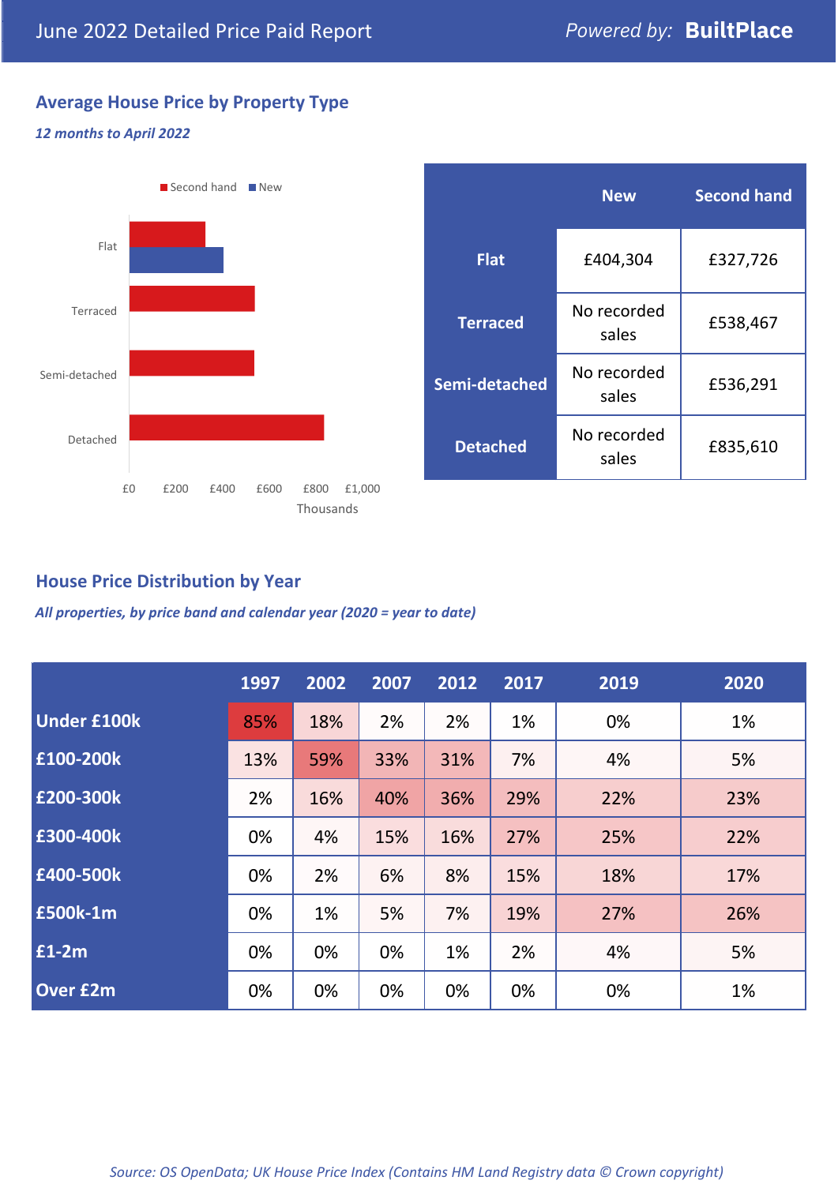June 2022 Detailed Price Paid Report

Powered by: **BuiltPlace**

## Average House Price by Property Type

*12 months to April 2022*

| | New | Second hand |
|---|---|---|
| **Flat** | £404,304 | £327,726 |
| **Terraced** | No recorded sales | £538,467 |
| **Semi-detached** | No recorded sales | £536,291 |
| **Detached** | No recorded sales | £835,610 |

## House Price Distribution by Year

*All properties, by price band and calendar year (2020 = year to date)*

| | 1997 | 2002 | 2007 | 2012 | 2017 | 2019 | 2020 |
|---|---|---|---|---|---|---|---|
| **Under £100k** | 85% | 18% | 2% | 2% | 1% | 0% | 1% |
| **£100-200k** | 13% | 59% | 33% | 31% | 7% | 4% | 5% |
| **£200-300k** | 2% | 16% | 40% | 36% | 29% | 22% | 23% |
| **£300-400k** | 0% | 4% | 15% | 16% | 27% | 25% | 22% |
| **£400-500k** | 0% | 2% | 6% | 8% | 15% | 18% | 17% |
| **£500k-1m** | 0% | 1% | 5% | 7% | 19% | 27% | 26% |
| **£1-2m** | 0% | 0% | 0% | 1% | 2% | 4% | 5% |
| **Over £2m** | 0% | 0% | 0% | 0% | 0% | 0% | 1% |

*Source: OS OpenData; UK House Price Index (Contains HM Land Registry data © Crown copyright)*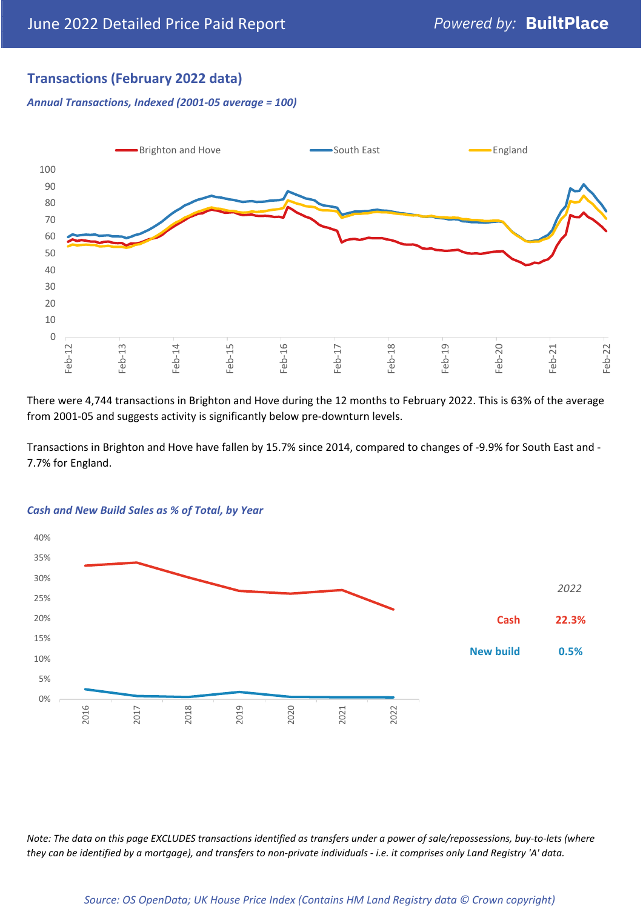## Transactions (February 2022 data)

*Annual Transactions, Indexed (2001-05 average = 100)*

There were 4,744 transactions in Brighton and Hove during the 12 months to February 2022. This is 63% of the average from 2001-05 and suggests activity is significantly below pre-downturn levels.

Transactions in Brighton and Hove have fallen by 15.7% since 2014, compared to changes of -9.9% for South East and -7.7% for England.

*Cash and New Build Sales as % of Total, by Year*

| | *2022* |
|---|---|
| Cash | 22.3% |
| New build | 0.5% |

*Note: The data on this page EXCLUDES transactions identified as transfers under a power of sale/repossessions, buy-to-lets (where they can be identified by a mortgage), and transfers to non-private individuals - i.e. it comprises only Land Registry 'A' data.*

*Source: OS OpenData; UK House Price Index (Contains HM Land Registry data © Crown copyright)*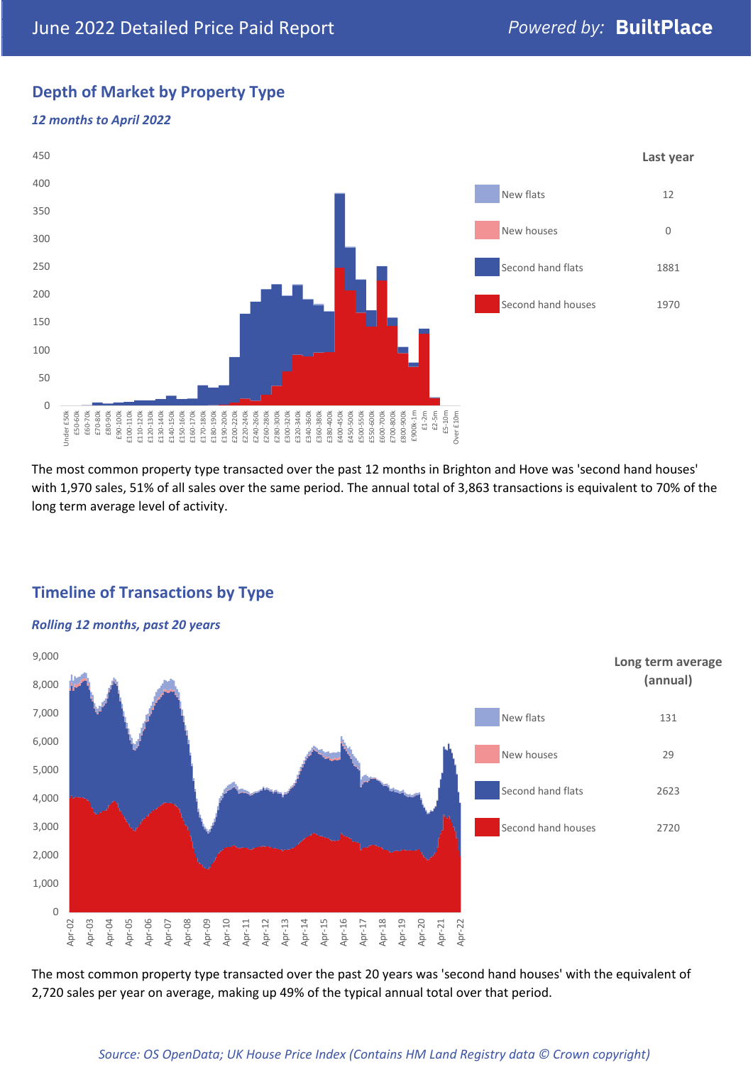June 2022 Detailed Price Paid Report

Powered by: **BuiltPlace**

## Depth of Market by Property Type

*12 months to April 2022*

450
400
350
300
250
200
150
100
50
0

Under £50k
£50-60k
£60-70k
£70-80k
£80-90k
£90-100k
£100-110k
£110-120k
£120-130k
£130-140k
£140-150k
£150-160k
£160-170k
£170-180k
£180-190k
£190-200k
£200-220k
£220-240k
£240-260k
£260-280k
£280-300k
£300-320k
£320-340k
£340-360k
£360-380k
£380-400k
£400-450k
£450-500k
£500-550k
£550-600k
£600-700k
£700-800k
£800-900k
£900k-1m
£1-2m
£2-5m
£5-10m
Over £10m

Last year

New flats 12
New houses 0
Second hand flats 1881
Second hand houses 1970

The most common property type transacted over the past 12 months in Brighton and Hove was 'second hand houses' with 1,970 sales, 51% of all sales over the same period. The annual total of 3,863 transactions is equivalent to 70% of the long term average level of activity.

## Timeline of Transactions by Type

*Rolling 12 months, past 20 years*

9,000
8,000
7,000
6,000
5,000
4,000
3,000
2,000
1,000
0

Apr-02
Apr-03
Apr-04
Apr-05
Apr-06
Apr-07
Apr-08
Apr-09
Apr-10
Apr-11
Apr-12
Apr-13
Apr-14
Apr-15
Apr-16
Apr-17
Apr-18
Apr-19
Apr-20
Apr-21
Apr-22

Long term average (annual)

New flats 131
New houses 29
Second hand flats 2623
Second hand houses 2720

The most common property type transacted over the past 20 years was 'second hand houses' with the equivalent of 2,720 sales per year on average, making up 49% of the typical annual total over that period.

*Source: OS OpenData; UK House Price Index (Contains HM Land Registry data © Crown copyright)*